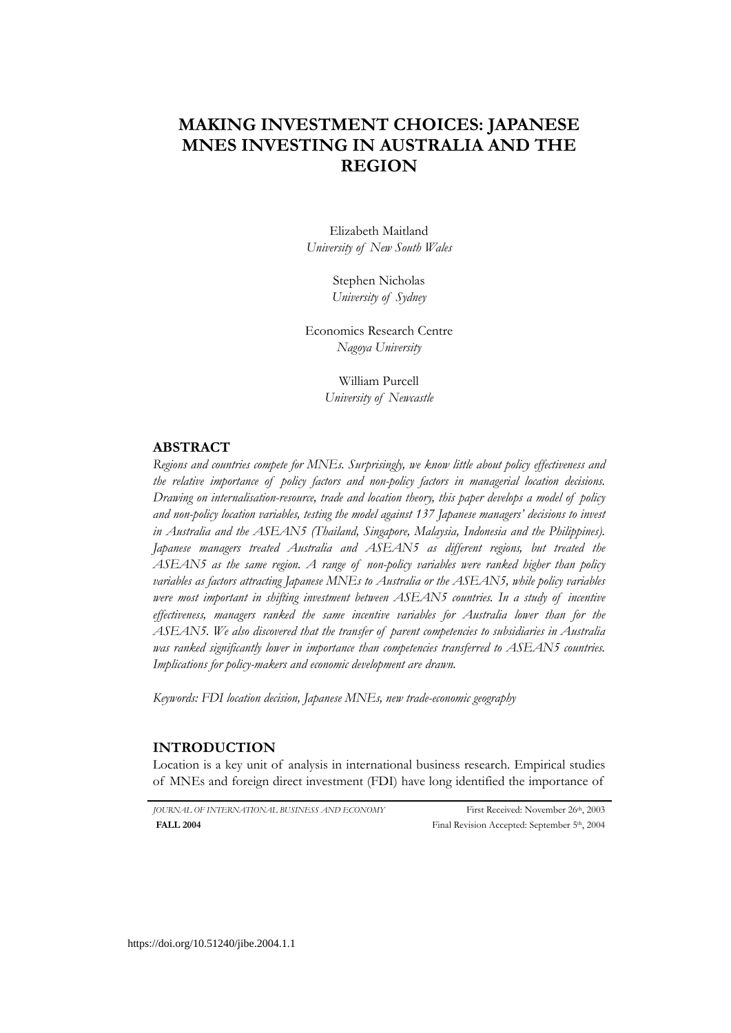# MAKING INVESTMENT CHOICES: JAPANESE MNES INVESTING IN AUSTRALIA AND THE REGION

Elizabeth Maitland
*University of New South Wales*

Stephen Nicholas
*University of Sydney*

Economics Research Centre
*Nagoya University*

William Purcell
*University of Newcastle*

## ABSTRACT

*Regions and countries compete for MNEs. Surprisingly, we know little about policy effectiveness and the relative importance of policy factors and non-policy factors in managerial location decisions. Drawing on internalisation-resource, trade and location theory, this paper develops a model of policy and non-policy location variables, testing the model against 137 Japanese managers' decisions to invest in Australia and the ASEAN5 (Thailand, Singapore, Malaysia, Indonesia and the Philippines). Japanese managers treated Australia and ASEAN5 as different regions, but treated the ASEAN5 as the same region. A range of non-policy variables were ranked higher than policy variables as factors attracting Japanese MNEs to Australia or the ASEAN5, while policy variables were most important in shifting investment between ASEAN5 countries. In a study of incentive effectiveness, managers ranked the same incentive variables for Australia lower than for the ASEAN5. We also discovered that the transfer of parent competencies to subsidiaries in Australia was ranked significantly lower in importance than competencies transferred to ASEAN5 countries. Implications for policy-makers and economic development are drawn.*

*Keywords: FDI location decision, Japanese MNEs, new trade-economic geography*

## INTRODUCTION

Location is a key unit of analysis in international business research. Empirical studies of MNEs and foreign direct investment (FDI) have long identified the importance of

JOURNAL OF INTERNATIONAL BUSINESS AND ECONOMY — FALL 2004

First Received: November 26th, 2003
Final Revision Accepted: September 5th, 2004

https://doi.org/10.51240/jibe.2004.1.1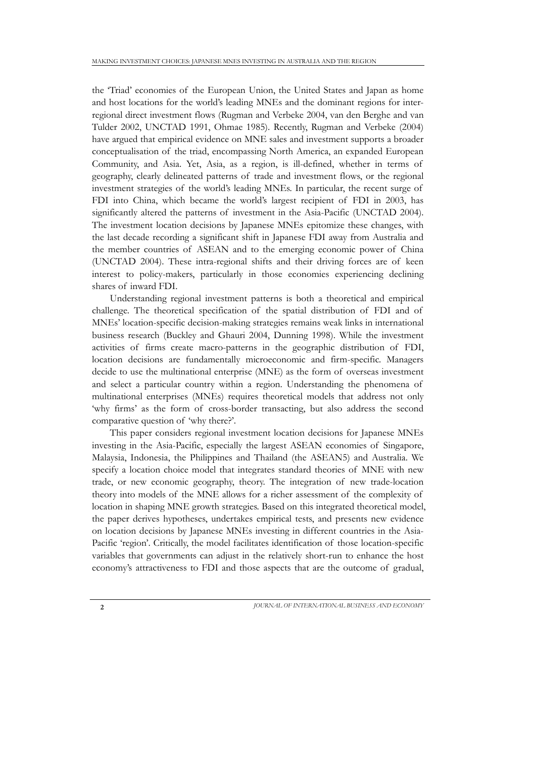the 'Triad' economies of the European Union, the United States and Japan as home and host locations for the world's leading MNEs and the dominant regions for inter-regional direct investment flows (Rugman and Verbeke 2004, van den Berghe and van Tulder 2002, UNCTAD 1991, Ohmae 1985). Recently, Rugman and Verbeke (2004) have argued that empirical evidence on MNE sales and investment supports a broader conceptualisation of the triad, encompassing North America, an expanded European Community, and Asia. Yet, Asia, as a region, is ill-defined, whether in terms of geography, clearly delineated patterns of trade and investment flows, or the regional investment strategies of the world's leading MNEs. In particular, the recent surge of FDI into China, which became the world's largest recipient of FDI in 2003, has significantly altered the patterns of investment in the Asia-Pacific (UNCTAD 2004). The investment location decisions by Japanese MNEs epitomize these changes, with the last decade recording a significant shift in Japanese FDI away from Australia and the member countries of ASEAN and to the emerging economic power of China (UNCTAD 2004). These intra-regional shifts and their driving forces are of keen interest to policy-makers, particularly in those economies experiencing declining shares of inward FDI.

Understanding regional investment patterns is both a theoretical and empirical challenge. The theoretical specification of the spatial distribution of FDI and of MNEs' location-specific decision-making strategies remains weak links in international business research (Buckley and Ghauri 2004, Dunning 1998). While the investment activities of firms create macro-patterns in the geographic distribution of FDI, location decisions are fundamentally microeconomic and firm-specific. Managers decide to use the multinational enterprise (MNE) as the form of overseas investment and select a particular country within a region. Understanding the phenomena of multinational enterprises (MNEs) requires theoretical models that address not only 'why firms' as the form of cross-border transacting, but also address the second comparative question of 'why there?'.

This paper considers regional investment location decisions for Japanese MNEs investing in the Asia-Pacific, especially the largest ASEAN economies of Singapore, Malaysia, Indonesia, the Philippines and Thailand (the ASEAN5) and Australia. We specify a location choice model that integrates standard theories of MNE with new trade, or new economic geography, theory. The integration of new trade-location theory into models of the MNE allows for a richer assessment of the complexity of location in shaping MNE growth strategies. Based on this integrated theoretical model, the paper derives hypotheses, undertakes empirical tests, and presents new evidence on location decisions by Japanese MNEs investing in different countries in the Asia-Pacific 'region'. Critically, the model facilitates identification of those location-specific variables that governments can adjust in the relatively short-run to enhance the host economy's attractiveness to FDI and those aspects that are the outcome of gradual,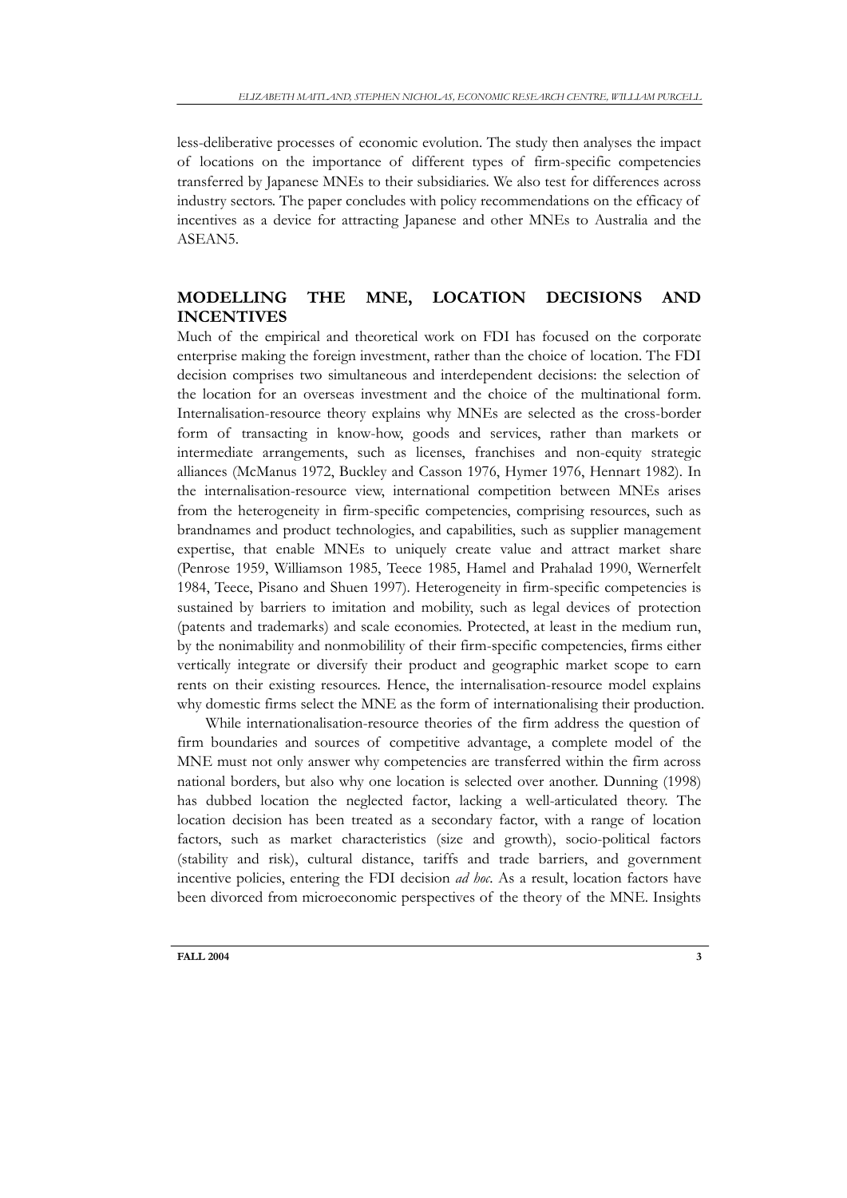less-deliberative processes of economic evolution. The study then analyses the impact of locations on the importance of different types of firm-specific competencies transferred by Japanese MNEs to their subsidiaries. We also test for differences across industry sectors. The paper concludes with policy recommendations on the efficacy of incentives as a device for attracting Japanese and other MNEs to Australia and the ASEAN5.

## MODELLING THE MNE, LOCATION DECISIONS AND INCENTIVES

Much of the empirical and theoretical work on FDI has focused on the corporate enterprise making the foreign investment, rather than the choice of location. The FDI decision comprises two simultaneous and interdependent decisions: the selection of the location for an overseas investment and the choice of the multinational form. Internalisation-resource theory explains why MNEs are selected as the cross-border form of transacting in know-how, goods and services, rather than markets or intermediate arrangements, such as licenses, franchises and non-equity strategic alliances (McManus 1972, Buckley and Casson 1976, Hymer 1976, Hennart 1982). In the internalisation-resource view, international competition between MNEs arises from the heterogeneity in firm-specific competencies, comprising resources, such as brandnames and product technologies, and capabilities, such as supplier management expertise, that enable MNEs to uniquely create value and attract market share (Penrose 1959, Williamson 1985, Teece 1985, Hamel and Prahalad 1990, Wernerfelt 1984, Teece, Pisano and Shuen 1997). Heterogeneity in firm-specific competencies is sustained by barriers to imitation and mobility, such as legal devices of protection (patents and trademarks) and scale economies. Protected, at least in the medium run, by the nonimability and nonmobilility of their firm-specific competencies, firms either vertically integrate or diversify their product and geographic market scope to earn rents on their existing resources. Hence, the internalisation-resource model explains why domestic firms select the MNE as the form of internationalising their production.

While internationalisation-resource theories of the firm address the question of firm boundaries and sources of competitive advantage, a complete model of the MNE must not only answer why competencies are transferred within the firm across national borders, but also why one location is selected over another. Dunning (1998) has dubbed location the neglected factor, lacking a well-articulated theory. The location decision has been treated as a secondary factor, with a range of location factors, such as market characteristics (size and growth), socio-political factors (stability and risk), cultural distance, tariffs and trade barriers, and government incentive policies, entering the FDI decision *ad hoc*. As a result, location factors have been divorced from microeconomic perspectives of the theory of the MNE. Insights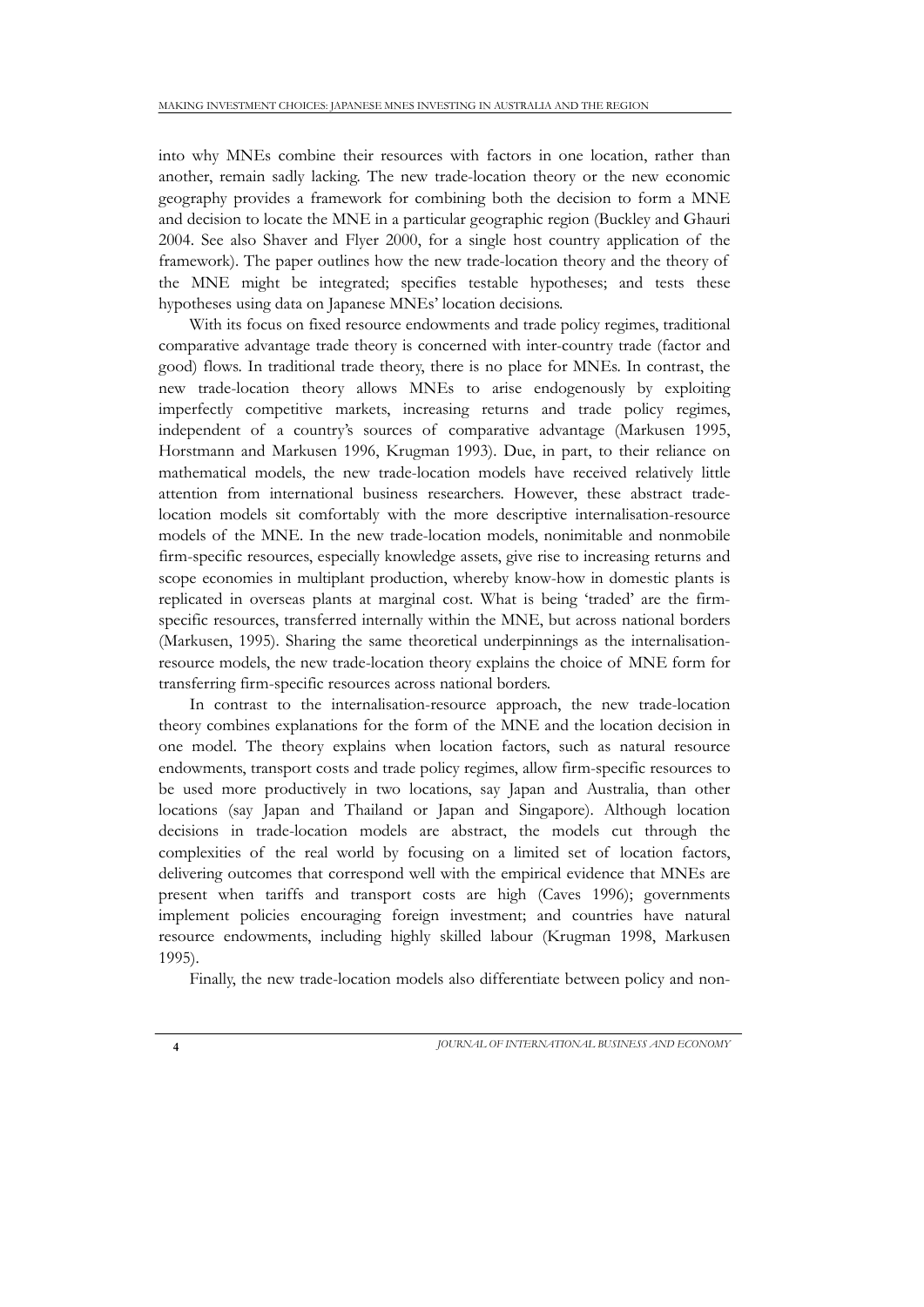into why MNEs combine their resources with factors in one location, rather than another, remain sadly lacking. The new trade-location theory or the new economic geography provides a framework for combining both the decision to form a MNE and decision to locate the MNE in a particular geographic region (Buckley and Ghauri 2004. See also Shaver and Flyer 2000, for a single host country application of the framework). The paper outlines how the new trade-location theory and the theory of the MNE might be integrated; specifies testable hypotheses; and tests these hypotheses using data on Japanese MNEs' location decisions.

With its focus on fixed resource endowments and trade policy regimes, traditional comparative advantage trade theory is concerned with inter-country trade (factor and good) flows. In traditional trade theory, there is no place for MNEs. In contrast, the new trade-location theory allows MNEs to arise endogenously by exploiting imperfectly competitive markets, increasing returns and trade policy regimes, independent of a country's sources of comparative advantage (Markusen 1995, Horstmann and Markusen 1996, Krugman 1993). Due, in part, to their reliance on mathematical models, the new trade-location models have received relatively little attention from international business researchers. However, these abstract trade-location models sit comfortably with the more descriptive internalisation-resource models of the MNE. In the new trade-location models, nonimitable and nonmobile firm-specific resources, especially knowledge assets, give rise to increasing returns and scope economies in multiplant production, whereby know-how in domestic plants is replicated in overseas plants at marginal cost. What is being 'traded' are the firm-specific resources, transferred internally within the MNE, but across national borders (Markusen, 1995). Sharing the same theoretical underpinnings as the internalisation-resource models, the new trade-location theory explains the choice of MNE form for transferring firm-specific resources across national borders.

In contrast to the internalisation-resource approach, the new trade-location theory combines explanations for the form of the MNE and the location decision in one model. The theory explains when location factors, such as natural resource endowments, transport costs and trade policy regimes, allow firm-specific resources to be used more productively in two locations, say Japan and Australia, than other locations (say Japan and Thailand or Japan and Singapore). Although location decisions in trade-location models are abstract, the models cut through the complexities of the real world by focusing on a limited set of location factors, delivering outcomes that correspond well with the empirical evidence that MNEs are present when tariffs and transport costs are high (Caves 1996); governments implement policies encouraging foreign investment; and countries have natural resource endowments, including highly skilled labour (Krugman 1998, Markusen 1995).

Finally, the new trade-location models also differentiate between policy and non-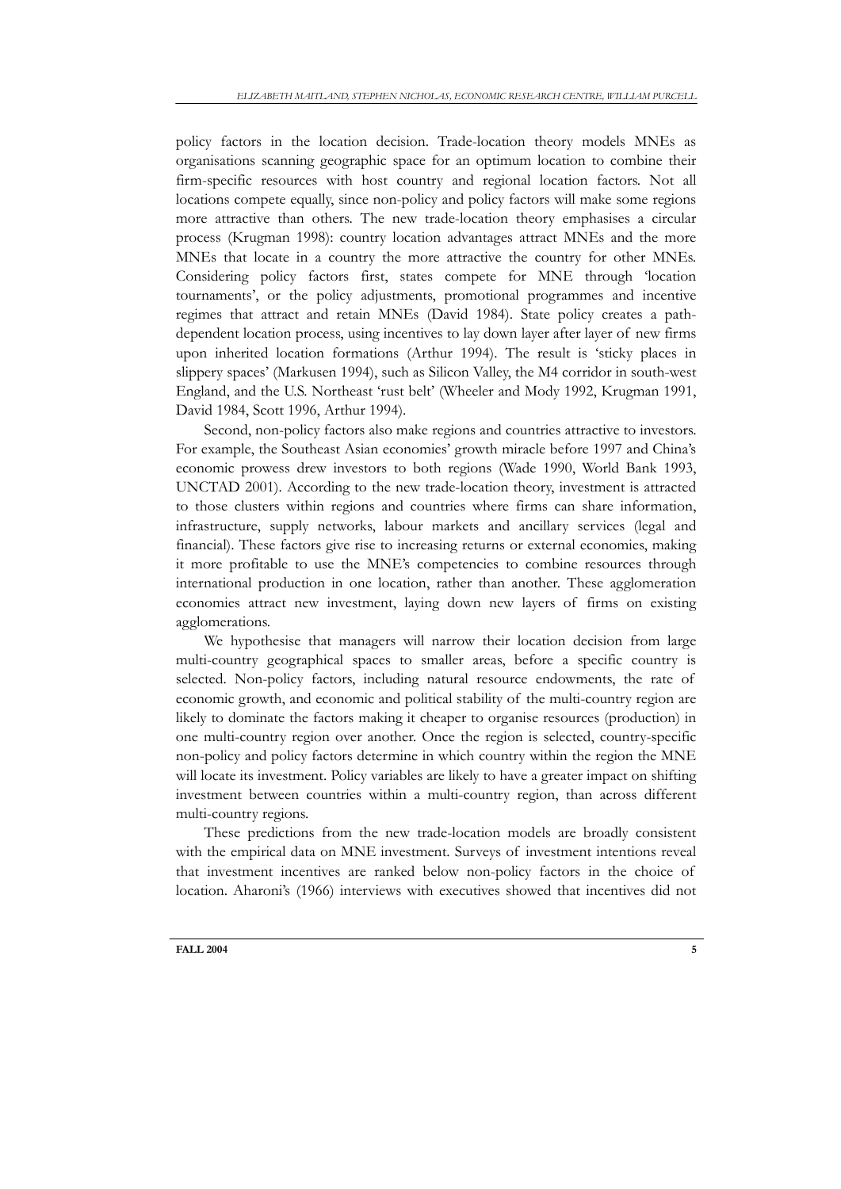policy factors in the location decision. Trade-location theory models MNEs as organisations scanning geographic space for an optimum location to combine their firm-specific resources with host country and regional location factors. Not all locations compete equally, since non-policy and policy factors will make some regions more attractive than others. The new trade-location theory emphasises a circular process (Krugman 1998): country location advantages attract MNEs and the more MNEs that locate in a country the more attractive the country for other MNEs. Considering policy factors first, states compete for MNE through 'location tournaments', or the policy adjustments, promotional programmes and incentive regimes that attract and retain MNEs (David 1984). State policy creates a path-dependent location process, using incentives to lay down layer after layer of new firms upon inherited location formations (Arthur 1994). The result is 'sticky places in slippery spaces' (Markusen 1994), such as Silicon Valley, the M4 corridor in south-west England, and the U.S. Northeast 'rust belt' (Wheeler and Mody 1992, Krugman 1991, David 1984, Scott 1996, Arthur 1994).

Second, non-policy factors also make regions and countries attractive to investors. For example, the Southeast Asian economies' growth miracle before 1997 and China's economic prowess drew investors to both regions (Wade 1990, World Bank 1993, UNCTAD 2001). According to the new trade-location theory, investment is attracted to those clusters within regions and countries where firms can share information, infrastructure, supply networks, labour markets and ancillary services (legal and financial). These factors give rise to increasing returns or external economies, making it more profitable to use the MNE's competencies to combine resources through international production in one location, rather than another. These agglomeration economies attract new investment, laying down new layers of firms on existing agglomerations.

We hypothesise that managers will narrow their location decision from large multi-country geographical spaces to smaller areas, before a specific country is selected. Non-policy factors, including natural resource endowments, the rate of economic growth, and economic and political stability of the multi-country region are likely to dominate the factors making it cheaper to organise resources (production) in one multi-country region over another. Once the region is selected, country-specific non-policy and policy factors determine in which country within the region the MNE will locate its investment. Policy variables are likely to have a greater impact on shifting investment between countries within a multi-country region, than across different multi-country regions.

These predictions from the new trade-location models are broadly consistent with the empirical data on MNE investment. Surveys of investment intentions reveal that investment incentives are ranked below non-policy factors in the choice of location. Aharoni's (1966) interviews with executives showed that incentives did not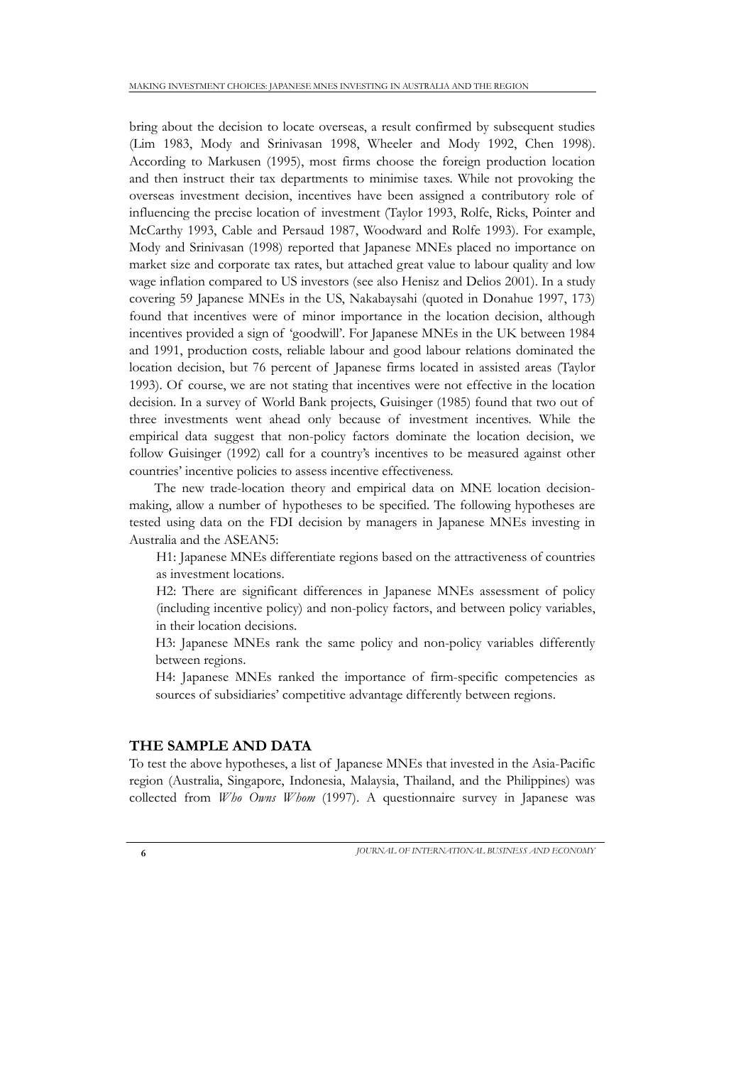bring about the decision to locate overseas, a result confirmed by subsequent studies (Lim 1983, Mody and Srinivasan 1998, Wheeler and Mody 1992, Chen 1998). According to Markusen (1995), most firms choose the foreign production location and then instruct their tax departments to minimise taxes. While not provoking the overseas investment decision, incentives have been assigned a contributory role of influencing the precise location of investment (Taylor 1993, Rolfe, Ricks, Pointer and McCarthy 1993, Cable and Persaud 1987, Woodward and Rolfe 1993). For example, Mody and Srinivasan (1998) reported that Japanese MNEs placed no importance on market size and corporate tax rates, but attached great value to labour quality and low wage inflation compared to US investors (see also Henisz and Delios 2001). In a study covering 59 Japanese MNEs in the US, Nakabaysahi (quoted in Donahue 1997, 173) found that incentives were of minor importance in the location decision, although incentives provided a sign of 'goodwill'. For Japanese MNEs in the UK between 1984 and 1991, production costs, reliable labour and good labour relations dominated the location decision, but 76 percent of Japanese firms located in assisted areas (Taylor 1993). Of course, we are not stating that incentives were not effective in the location decision. In a survey of World Bank projects, Guisinger (1985) found that two out of three investments went ahead only because of investment incentives. While the empirical data suggest that non-policy factors dominate the location decision, we follow Guisinger (1992) call for a country's incentives to be measured against other countries' incentive policies to assess incentive effectiveness.

The new trade-location theory and empirical data on MNE location decision-making, allow a number of hypotheses to be specified. The following hypotheses are tested using data on the FDI decision by managers in Japanese MNEs investing in Australia and the ASEAN5:

H1: Japanese MNEs differentiate regions based on the attractiveness of countries as investment locations.

H2: There are significant differences in Japanese MNEs assessment of policy (including incentive policy) and non-policy factors, and between policy variables, in their location decisions.

H3: Japanese MNEs rank the same policy and non-policy variables differently between regions.

H4: Japanese MNEs ranked the importance of firm-specific competencies as sources of subsidiaries' competitive advantage differently between regions.

## THE SAMPLE AND DATA

To test the above hypotheses, a list of Japanese MNEs that invested in the Asia-Pacific region (Australia, Singapore, Indonesia, Malaysia, Thailand, and the Philippines) was collected from *Who Owns Whom* (1997). A questionnaire survey in Japanese was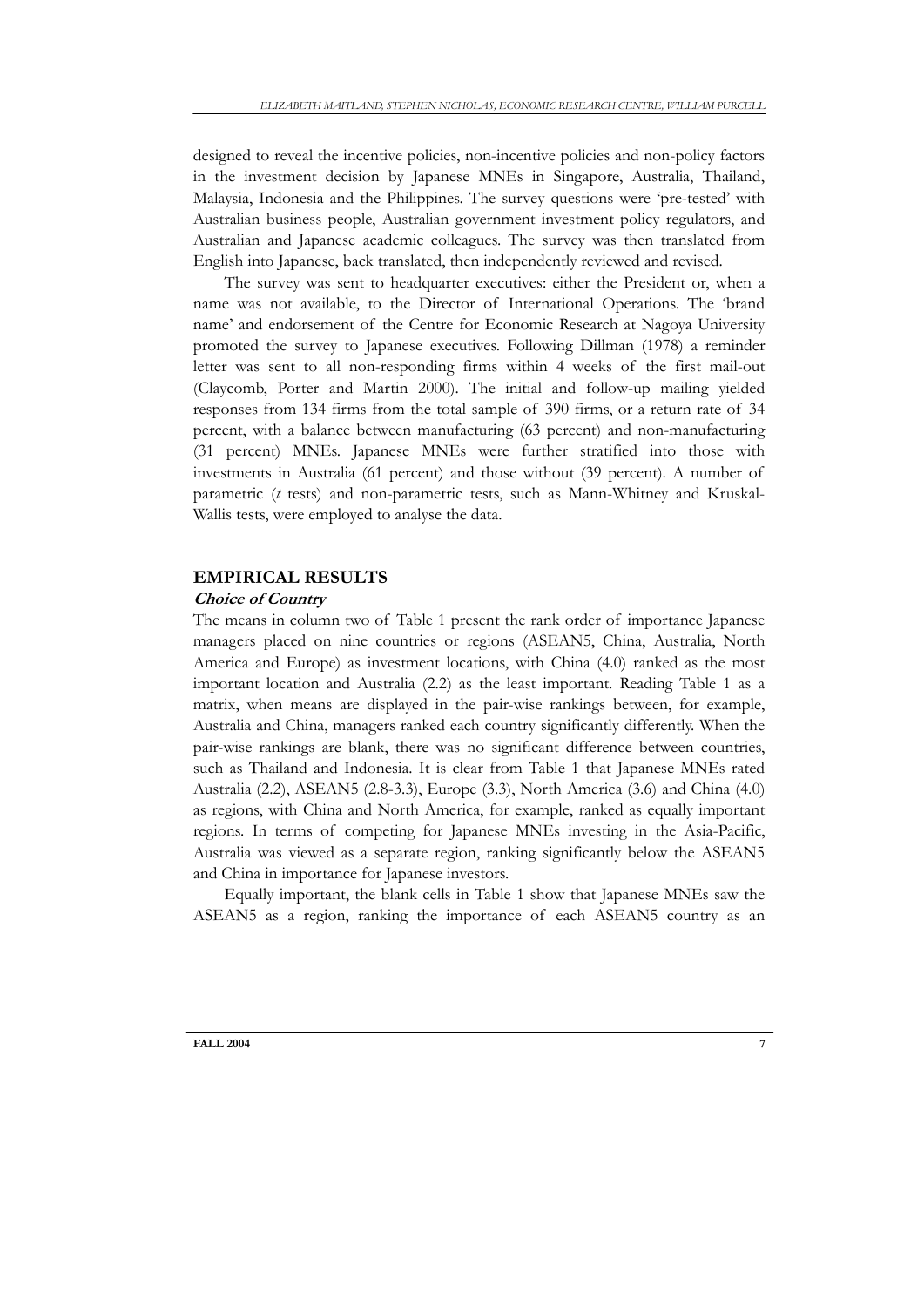designed to reveal the incentive policies, non-incentive policies and non-policy factors in the investment decision by Japanese MNEs in Singapore, Australia, Thailand, Malaysia, Indonesia and the Philippines. The survey questions were 'pre-tested' with Australian business people, Australian government investment policy regulators, and Australian and Japanese academic colleagues. The survey was then translated from English into Japanese, back translated, then independently reviewed and revised.

The survey was sent to headquarter executives: either the President or, when a name was not available, to the Director of International Operations. The 'brand name' and endorsement of the Centre for Economic Research at Nagoya University promoted the survey to Japanese executives. Following Dillman (1978) a reminder letter was sent to all non-responding firms within 4 weeks of the first mail-out (Claycomb, Porter and Martin 2000). The initial and follow-up mailing yielded responses from 134 firms from the total sample of 390 firms, or a return rate of 34 percent, with a balance between manufacturing (63 percent) and non-manufacturing (31 percent) MNEs. Japanese MNEs were further stratified into those with investments in Australia (61 percent) and those without (39 percent). A number of parametric (*t* tests) and non-parametric tests, such as Mann-Whitney and Kruskal-Wallis tests, were employed to analyse the data.

## EMPIRICAL RESULTS

### *Choice of Country*

The means in column two of Table 1 present the rank order of importance Japanese managers placed on nine countries or regions (ASEAN5, China, Australia, North America and Europe) as investment locations, with China (4.0) ranked as the most important location and Australia (2.2) as the least important. Reading Table 1 as a matrix, when means are displayed in the pair-wise rankings between, for example, Australia and China, managers ranked each country significantly differently. When the pair-wise rankings are blank, there was no significant difference between countries, such as Thailand and Indonesia. It is clear from Table 1 that Japanese MNEs rated Australia (2.2), ASEAN5 (2.8-3.3), Europe (3.3), North America (3.6) and China (4.0) as regions, with China and North America, for example, ranked as equally important regions. In terms of competing for Japanese MNEs investing in the Asia-Pacific, Australia was viewed as a separate region, ranking significantly below the ASEAN5 and China in importance for Japanese investors.

Equally important, the blank cells in Table 1 show that Japanese MNEs saw the ASEAN5 as a region, ranking the importance of each ASEAN5 country as an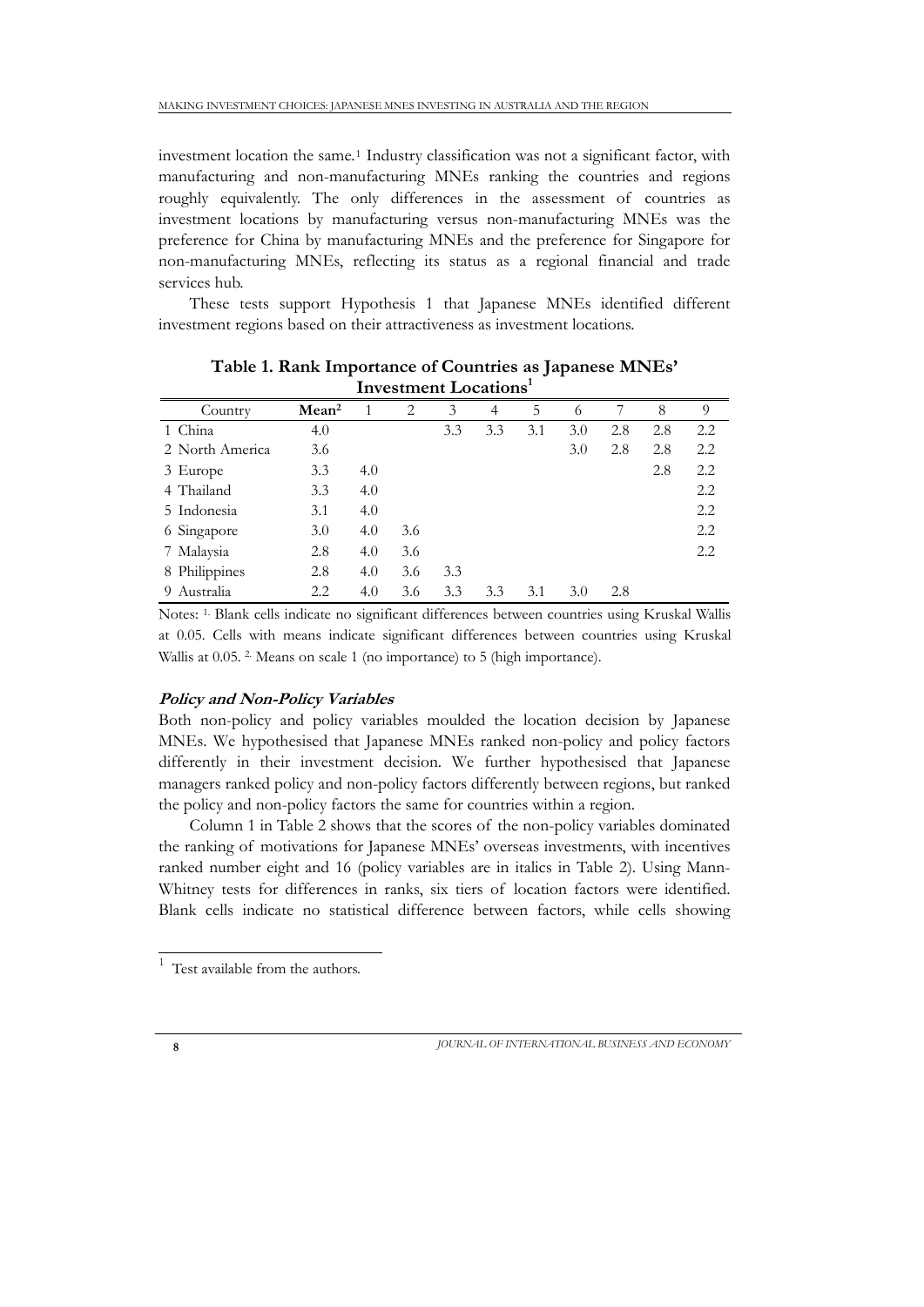investment location the same.[1] Industry classification was not a significant factor, with manufacturing and non-manufacturing MNEs ranking the countries and regions roughly equivalently. The only differences in the assessment of countries as investment locations by manufacturing versus non-manufacturing MNEs was the preference for China by manufacturing MNEs and the preference for Singapore for non-manufacturing MNEs, reflecting its status as a regional financial and trade services hub.

These tests support Hypothesis 1 that Japanese MNEs identified different investment regions based on their attractiveness as investment locations.

**Table 1. Rank Importance of Countries as Japanese MNEs' Investment Locations[1]**

| Country | Mean[2] | 1 | 2 | 3 | 4 | 5 | 6 | 7 | 8 | 9 |
|---|---|---|---|---|---|---|---|---|---|---|
| 1 China | 4.0 | | | 3.3 | 3.3 | 3.1 | 3.0 | 2.8 | 2.8 | 2.2 |
| 2 North America | 3.6 | | | | | | 3.0 | 2.8 | 2.8 | 2.2 |
| 3 Europe | 3.3 | 4.0 | | | | | | | 2.8 | 2.2 |
| 4 Thailand | 3.3 | 4.0 | | | | | | | | 2.2 |
| 5 Indonesia | 3.1 | 4.0 | | | | | | | | 2.2 |
| 6 Singapore | 3.0 | 4.0 | 3.6 | | | | | | | 2.2 |
| 7 Malaysia | 2.8 | 4.0 | 3.6 | | | | | | | 2.2 |
| 8 Philippines | 2.8 | 4.0 | 3.6 | 3.3 | | | | | | |
| 9 Australia | 2.2 | 4.0 | 3.6 | 3.3 | 3.3 | 3.1 | 3.0 | 2.8 | | |

Notes: [1] Blank cells indicate no significant differences between countries using Kruskal Wallis at 0.05. Cells with means indicate significant differences between countries using Kruskal Wallis at 0.05. [2] Means on scale 1 (no importance) to 5 (high importance).

### *Policy and Non-Policy Variables*

Both non-policy and policy variables moulded the location decision by Japanese MNEs. We hypothesised that Japanese MNEs ranked non-policy and policy factors differently in their investment decision. We further hypothesised that Japanese managers ranked policy and non-policy factors differently between regions, but ranked the policy and non-policy factors the same for countries within a region.

Column 1 in Table 2 shows that the scores of the non-policy variables dominated the ranking of motivations for Japanese MNEs' overseas investments, with incentives ranked number eight and 16 (policy variables are in italics in Table 2). Using Mann-Whitney tests for differences in ranks, six tiers of location factors were identified. Blank cells indicate no statistical difference between factors, while cells showing

[1] Test available from the authors.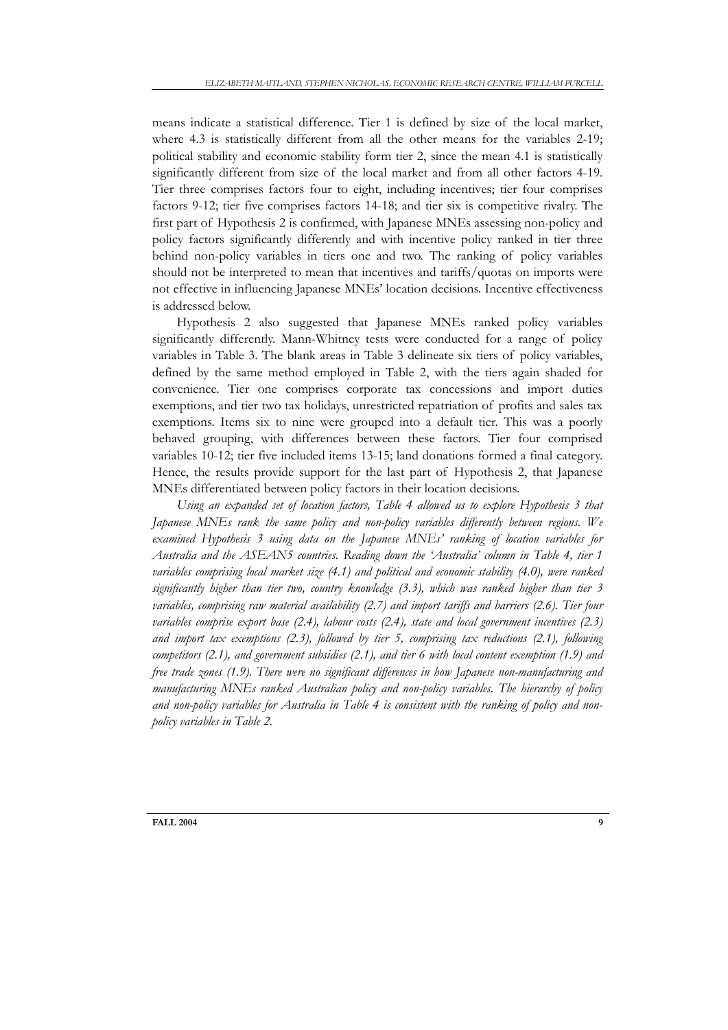means indicate a statistical difference. Tier 1 is defined by size of the local market, where 4.3 is statistically different from all the other means for the variables 2-19; political stability and economic stability form tier 2, since the mean 4.1 is statistically significantly different from size of the local market and from all other factors 4-19. Tier three comprises factors four to eight, including incentives; tier four comprises factors 9-12; tier five comprises factors 14-18; and tier six is competitive rivalry. The first part of Hypothesis 2 is confirmed, with Japanese MNEs assessing non-policy and policy factors significantly differently and with incentive policy ranked in tier three behind non-policy variables in tiers one and two. The ranking of policy variables should not be interpreted to mean that incentives and tariffs/quotas on imports were not effective in influencing Japanese MNEs' location decisions. Incentive effectiveness is addressed below.

Hypothesis 2 also suggested that Japanese MNEs ranked policy variables significantly differently. Mann-Whitney tests were conducted for a range of policy variables in Table 3. The blank areas in Table 3 delineate six tiers of policy variables, defined by the same method employed in Table 2, with the tiers again shaded for convenience. Tier one comprises corporate tax concessions and import duties exemptions, and tier two tax holidays, unrestricted repatriation of profits and sales tax exemptions. Items six to nine were grouped into a default tier. This was a poorly behaved grouping, with differences between these factors. Tier four comprised variables 10-12; tier five included items 13-15; land donations formed a final category. Hence, the results provide support for the last part of Hypothesis 2, that Japanese MNEs differentiated between policy factors in their location decisions.

*Using an expanded set of location factors, Table 4 allowed us to explore Hypothesis 3 that Japanese MNEs rank the same policy and non-policy variables differently between regions. We examined Hypothesis 3 using data on the Japanese MNEs' ranking of location variables for Australia and the ASEAN5 countries. Reading down the 'Australia' column in Table 4, tier 1 variables comprising local market size (4.1) and political and economic stability (4.0), were ranked significantly higher than tier two, country knowledge (3.3), which was ranked higher than tier 3 variables, comprising raw material availability (2.7) and import tariffs and barriers (2.6). Tier four variables comprise export base (2.4), labour costs (2.4), state and local government incentives (2.3) and import tax exemptions (2.3), followed by tier 5, comprising tax reductions (2.1), following competitors (2.1), and government subsidies (2.1), and tier 6 with local content exemption (1.9) and free trade zones (1.9). There were no significant differences in how Japanese non-manufacturing and manufacturing MNEs ranked Australian policy and non-policy variables. The hierarchy of policy and non-policy variables for Australia in Table 4 is consistent with the ranking of policy and non-policy variables in Table 2.*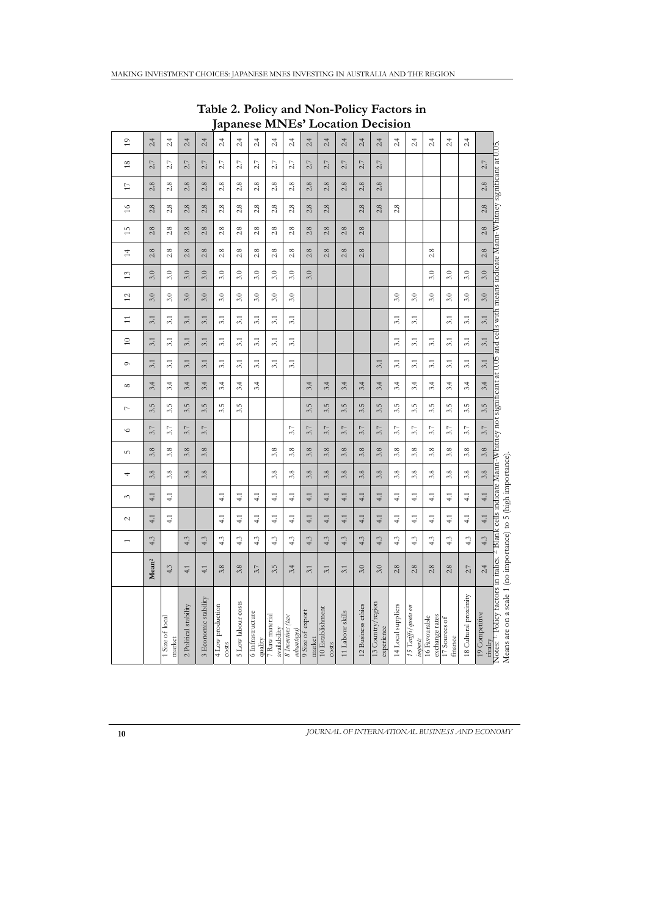## Table 2. Policy and Non-Policy Factors in Japanese MNEs' Location Decision

| | | 1 | 2 | 3 | 4 | 5 | 6 | 7 | 8 | 9 | 10 | 11 | 12 | 13 | 14 | 15 | 16 | 17 | 18 | 19 |
|---|---|---|---|---|---|---|---|---|---|---|---|---|---|---|---|---|---|---|---|---|
| | **Mean[2]** | 4.3 | 4.1 | 4.1 | 3.8 | 3.8 | 3.7 | 3.5 | 3.4 | 3.1 | 3.1 | 3.1 | 3.0 | 3.0 | 2.8 | 2.8 | 2.8 | 2.8 | 2.7 | 2.4 |
| 1 Size of local market | 4.3 | | 4.1 | 4.1 | 3.8 | 3.8 | 3.7 | 3.5 | 3.4 | 3.1 | 3.1 | 3.1 | 3.0 | 3.0 | 2.8 | 2.8 | 2.8 | 2.8 | 2.7 | 2.4 |
| 2 Political stability | 4.1 | 4.3 | | | 3.8 | 3.8 | 3.7 | 3.5 | 3.4 | 3.1 | 3.1 | 3.1 | 3.0 | 3.0 | 2.8 | 2.8 | 2.8 | 2.8 | 2.7 | 2.4 |
| 3 Economic stability | 4.1 | 4.3 | | | 3.8 | 3.8 | 3.7 | 3.5 | 3.4 | 3.1 | 3.1 | 3.1 | 3.0 | 3.0 | 2.8 | 2.8 | 2.8 | 2.8 | 2.7 | 2.4 |
| 4 Low production costs | 3.8 | 4.3 | 4.1 | 4.1 | | | | 3.5 | 3.4 | 3.1 | 3.1 | 3.1 | 3.0 | 3.0 | 2.8 | 2.8 | 2.8 | 2.8 | 2.7 | 2.4 |
| 5 Low labour costs | 3.8 | 4.3 | 4.1 | 4.1 | | | | 3.5 | 3.4 | 3.1 | 3.1 | 3.1 | 3.0 | 3.0 | 2.8 | 2.8 | 2.8 | 2.8 | 2.7 | 2.4 |
| 6 Infrastructure quality | 3.7 | 4.3 | 4.1 | 4.1 | | | | | 3.4 | 3.1 | 3.1 | 3.1 | 3.0 | 3.0 | 2.8 | 2.8 | 2.8 | 2.8 | 2.7 | 2.4 |
| 7 Raw material availability | 3.5 | 4.3 | 4.1 | 4.1 | 3.8 | 3.8 | | | | 3.1 | 3.1 | 3.1 | 3.0 | 3.0 | 2.8 | 2.8 | 2.8 | 2.8 | 2.7 | 2.4 |
| *8 Incentives (tax advantages)* | 3.4 | 4.3 | 4.1 | 4.1 | 3.8 | 3.8 | 3.7 | | | 3.1 | 3.1 | 3.1 | 3.0 | 3.0 | 2.8 | 2.8 | 2.8 | 2.8 | 2.7 | 2.4 |
| 9 Size of export market | 3.1 | 4.3 | 4.1 | 4.1 | 3.8 | 3.8 | 3.7 | 3.5 | 3.4 | | | | | 3.0 | 2.8 | 2.8 | 2.8 | 2.8 | 2.7 | 2.4 |
| 10 Establishment costs | 3.1 | 4.3 | 4.1 | 4.1 | 3.8 | 3.8 | 3.7 | 3.5 | 3.4 | | | | | | 2.8 | 2.8 | 2.8 | 2.8 | 2.7 | 2.4 |
| 11 Labour skills | 3.1 | 4.3 | 4.1 | 4.1 | 3.8 | 3.8 | 3.7 | 3.5 | 3.4 | | | | | | 2.8 | 2.8 | | 2.8 | 2.7 | 2.4 |
| 12 Business ethics | 3.0 | 4.3 | 4.1 | 4.1 | 3.8 | 3.8 | 3.7 | 3.5 | 3.4 | | | | | | 2.8 | 2.8 | 2.8 | 2.8 | 2.7 | 2.4 |
| 13 Country/region experience | 3.0 | 4.3 | 4.1 | 4.1 | 3.8 | 3.8 | 3.7 | 3.5 | 3.4 | 3.1 | | | | | | | 2.8 | 2.8 | 2.7 | 2.4 |
| 14 Local suppliers | 2.8 | 4.3 | 4.1 | 4.1 | 3.8 | 3.8 | 3.7 | 3.5 | 3.4 | 3.1 | 3.1 | 3.1 | 3.0 | | | | 2.8 | | | 2.4 |
| *15 Tariffs/quota on imports* | 2.8 | 4.3 | 4.1 | 4.1 | 3.8 | 3.8 | 3.7 | 3.5 | 3.4 | 3.1 | 3.1 | 3.1 | 3.0 | | | | | | | 2.4 |
| 16 Favourable exchange rates | 2.8 | 4.3 | 4.1 | 4.1 | 3.8 | 3.8 | 3.7 | 3.5 | 3.4 | 3.1 | 3.1 | | 3.0 | 3.0 | 2.8 | | | | | 2.4 |
| 17 Sources of finance | 2.8 | 4.3 | 4.1 | 4.1 | 3.8 | 3.8 | 3.7 | 3.5 | 3.4 | 3.1 | 3.1 | 3.1 | 3.0 | 3.0 | | | | | | 2.4 |
| 18 Cultural proximity | 2.7 | 4.3 | 4.1 | 4.1 | 3.8 | 3.8 | 3.7 | 3.5 | 3.4 | 3.1 | 3.1 | 3.1 | 3.0 | 3.0 | | | | | | 2.4 |
| 19 Competitive rivalry | 2.4 | 4.3 | 4.1 | 4.1 | 3.8 | 3.8 | 3.7 | 3.5 | 3.4 | 3.1 | 3.1 | 3.1 | 3.0 | 3.0 | 2.8 | 2.8 | 2.8 | 2.8 | 2.7 | |

Notes: [1] Policy factors in italics. [2] Blank cells indicate Mann-Whitney not significant at 0.05 and cells with means indicate Mann-Whitney significant at 0.05. Means are on a scale 1 (no importance) to 5 (high importance).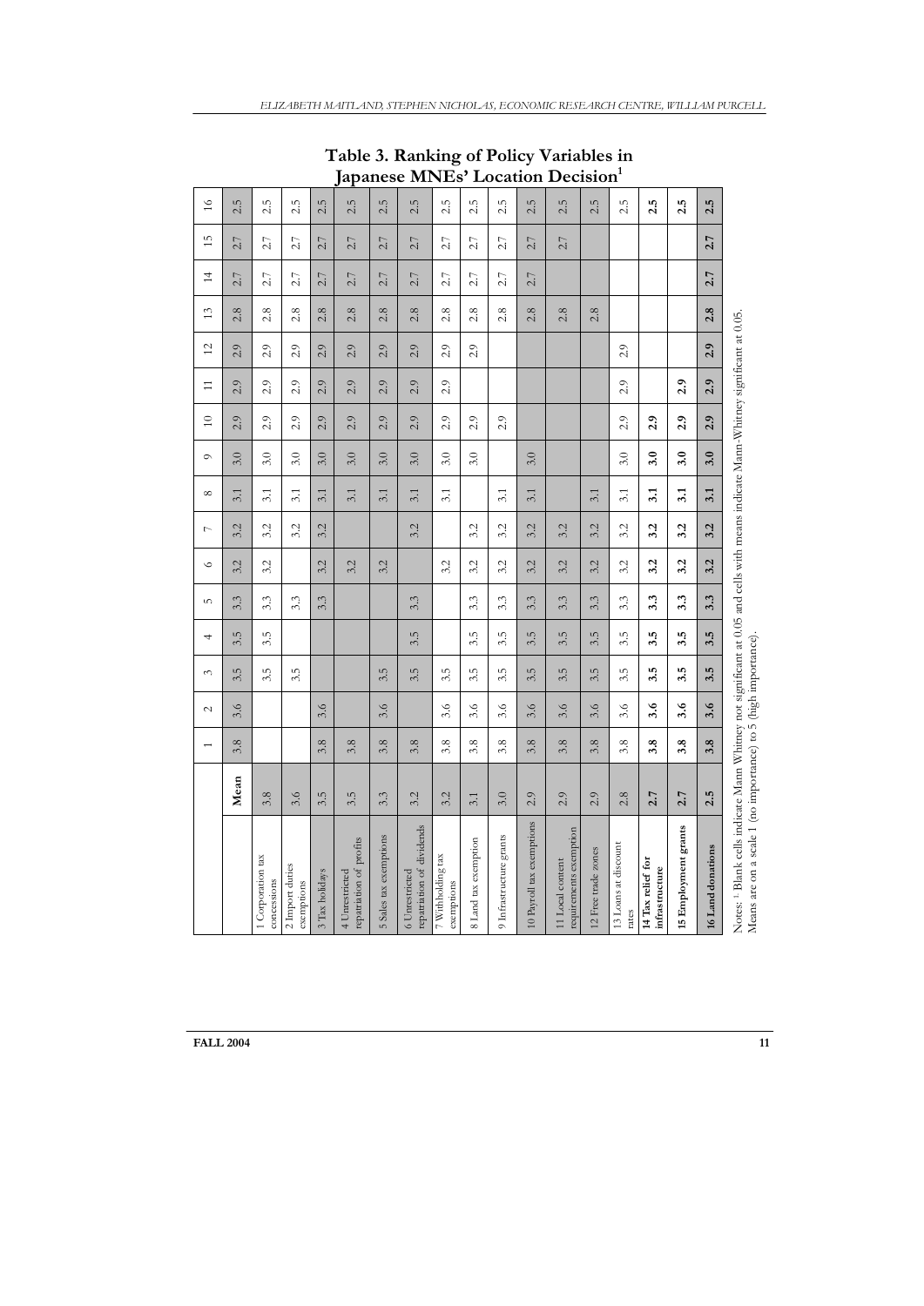# Table 3. Ranking of Policy Variables in Japanese MNEs' Location Decision[1]

| | | 1 | 2 | 3 | 4 | 5 | 6 | 7 | 8 | 9 | 10 | 11 | 12 | 13 | 14 | 15 | 16 |
|---|---|---|---|---|---|---|---|---|---|---|---|---|---|---|---|---|---|
| | **Mean** | 3.8 | 3.6 | 3.5 | 3.5 | 3.3 | 3.2 | 3.2 | 3.1 | 3.0 | 2.9 | 2.9 | 2.9 | 2.8 | 2.7 | 2.7 | 2.5 |
| 1 Corporation tax concessions | 3.8 | | | 3.5 | 3.5 | 3.3 | 3.2 | 3.2 | 3.1 | 3.0 | 2.9 | 2.9 | 2.9 | 2.8 | 2.7 | 2.7 | 2.5 |
| 2 Import duties exemptions | 3.6 | | | 3.5 | | 3.3 | | 3.2 | 3.1 | 3.0 | 2.9 | 2.9 | 2.9 | 2.8 | 2.7 | 2.7 | 2.5 |
| 3 Tax holidays | 3.5 | 3.8 | 3.6 | | | 3.3 | 3.2 | 3.2 | 3.1 | 3.0 | 2.9 | 2.9 | 2.9 | 2.8 | 2.7 | 2.7 | 2.5 |
| 4 Unrestricted repatriation of profits | 3.5 | 3.8 | | | | | 3.2 | | 3.1 | 3.0 | 2.9 | 2.9 | 2.9 | 2.8 | 2.7 | 2.7 | 2.5 |
| 5 Sales tax exemptions | 3.3 | 3.8 | 3.6 | 3.5 | | | 3.2 | | 3.1 | 3.0 | 2.9 | 2.9 | 2.9 | 2.8 | 2.7 | 2.7 | 2.5 |
| 6 Unrestricted repatriation of dividends | 3.2 | 3.8 | | 3.5 | 3.5 | 3.3 | | 3.2 | 3.1 | 3.0 | 2.9 | 2.9 | 2.9 | 2.8 | 2.7 | 2.7 | 2.5 |
| 7 Withholding tax exemptions | 3.2 | 3.8 | 3.6 | 3.5 | | | 3.2 | | 3.1 | 3.0 | 2.9 | 2.9 | 2.9 | 2.8 | 2.7 | 2.7 | 2.5 |
| 8 Land tax exemption | 3.1 | 3.8 | 3.6 | 3.5 | 3.5 | 3.3 | 3.2 | 3.2 | | 3.0 | 2.9 | | 2.9 | 2.8 | 2.7 | 2.7 | 2.5 |
| 9 Infrastructure grants | 3.0 | 3.8 | 3.6 | 3.5 | 3.5 | 3.3 | 3.2 | 3.2 | 3.1 | | 2.9 | | | 2.8 | 2.7 | 2.7 | 2.5 |
| 10 Payroll tax exemptions | 2.9 | 3.8 | 3.6 | 3.5 | 3.5 | 3.3 | 3.2 | 3.2 | 3.1 | 3.0 | | | | 2.8 | 2.7 | 2.7 | 2.5 |
| 11 Local content requirements exemption | 2.9 | 3.8 | 3.6 | 3.5 | 3.5 | 3.3 | 3.2 | 3.2 | | | | | | 2.8 | | 2.7 | 2.5 |
| 12 Free trade zones | 2.9 | 3.8 | 3.6 | 3.5 | 3.5 | 3.3 | 3.2 | 3.2 | 3.1 | | | | | 2.8 | | | 2.5 |
| 13 Loans at discount rates | 2.8 | 3.8 | 3.6 | 3.5 | 3.5 | 3.3 | 3.2 | 3.2 | 3.1 | 3.0 | 2.9 | 2.9 | 2.9 | | | | 2.5 |
| **14 Tax relief for infrastructure** | **2.7** | **3.8** | **3.6** | **3.5** | **3.5** | **3.3** | **3.2** | **3.2** | **3.1** | **3.0** | **2.9** | | | | | | **2.5** |
| **15 Employment grants** | **2.7** | **3.8** | **3.6** | **3.5** | **3.5** | **3.3** | **3.2** | **3.2** | **3.1** | **3.0** | **2.9** | **2.9** | | | | | **2.5** |
| **16 Land donations** | **2.5** | **3.8** | **3.6** | **3.5** | **3.5** | **3.3** | **3.2** | **3.2** | **3.1** | **3.0** | **2.9** | **2.9** | **2.9** | **2.8** | **2.7** | **2.7** | **2.5** |

Notes: [1] Blank cells indicate Mann Whitney not significant at 0.05 and cells with means indicate Mann-Whitney significant at 0.05. Means are on a scale 1 (no importance) to 5 (high importance).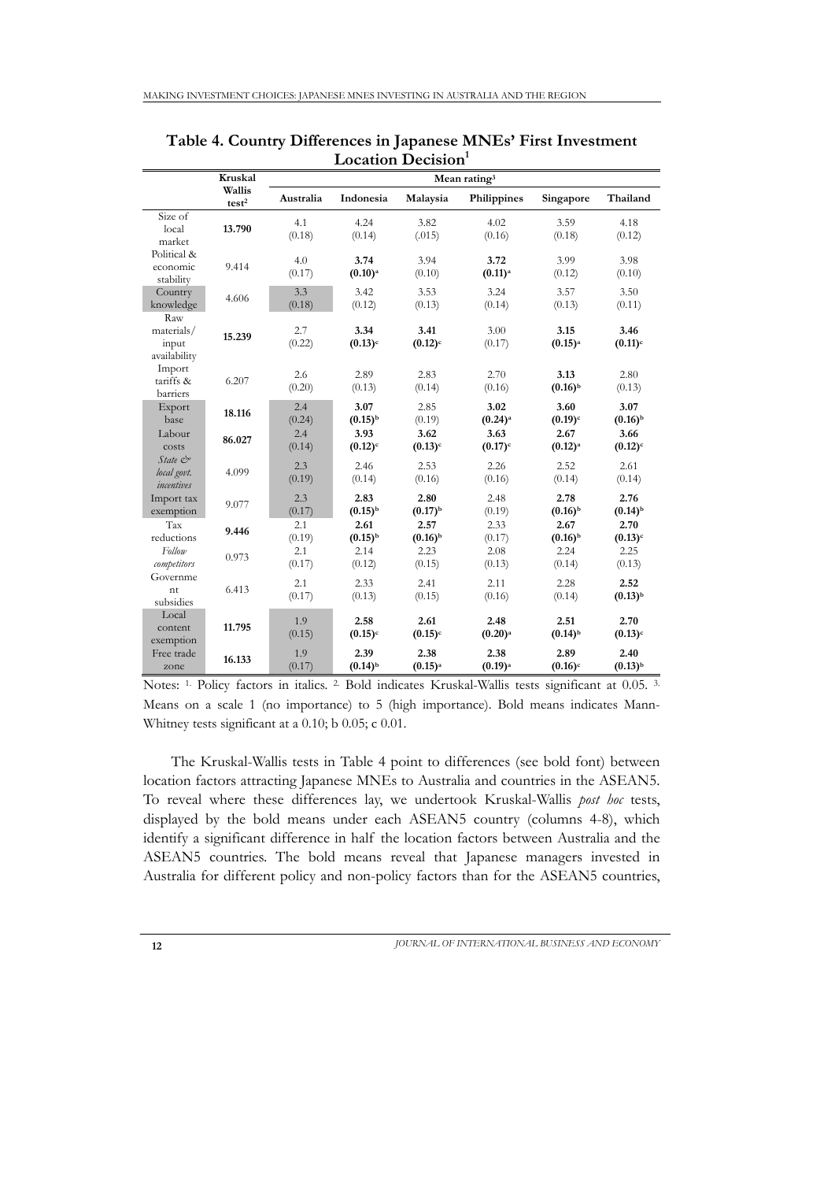**Table 4. Country Differences in Japanese MNEs' First Investment Location Decision[1]**

| | Kruskal Wallis test[2] | Mean rating[3] | | | | | |
|---|---|---|---|---|---|---|---|
| | | Australia | Indonesia | Malaysia | Philippines | Singapore | Thailand |
| Size of local market | **13.790** | 4.1 (0.18) | 4.24 (0.14) | 3.82 (.015) | 4.02 (0.16) | 3.59 (0.18) | 4.18 (0.12) |
| Political & economic stability | 9.414 | 4.0 (0.17) | **3.74 (0.10)[a]** | 3.94 (0.10) | **3.72 (0.11)[a]** | 3.99 (0.12) | 3.98 (0.10) |
| Country knowledge | 4.606 | 3.3 (0.18) | 3.42 (0.12) | 3.53 (0.13) | 3.24 (0.14) | 3.57 (0.13) | 3.50 (0.11) |
| Raw materials/ input availability | **15.239** | 2.7 (0.22) | **3.34 (0.13)[c]** | **3.41 (0.12)[c]** | 3.00 (0.17) | **3.15 (0.15)[a]** | **3.46 (0.11)[c]** |
| Import tariffs & barriers | 6.207 | 2.6 (0.20) | 2.89 (0.13) | 2.83 (0.14) | 2.70 (0.16) | **3.13 (0.16)[b]** | 2.80 (0.13) |
| Export base | **18.116** | 2.4 (0.24) | **3.07 (0.15)[b]** | 2.85 (0.19) | **3.02 (0.24)[a]** | **3.60 (0.19)[c]** | **3.07 (0.16)[b]** |
| Labour costs | **86.027** | 2.4 (0.14) | **3.93 (0.12)[c]** | **3.62 (0.13)[c]** | **3.63 (0.17)[c]** | **2.67 (0.12)[a]** | **3.66 (0.12)[c]** |
| *State & local govt. incentives* | 4.099 | 2.3 (0.19) | 2.46 (0.14) | 2.53 (0.16) | 2.26 (0.16) | 2.52 (0.14) | 2.61 (0.14) |
| Import tax exemption | 9.077 | 2.3 (0.17) | **2.83 (0.15)[b]** | **2.80 (0.17)[b]** | 2.48 (0.19) | **2.78 (0.16)[b]** | **2.76 (0.14)[b]** |
| Tax reductions | **9.446** | 2.1 (0.19) | **2.61 (0.15)[b]** | **2.57 (0.16)[b]** | 2.33 (0.17) | **2.67 (0.16)[b]** | **2.70 (0.13)[c]** |
| *Follow competitors* | 0.973 | 2.1 (0.17) | 2.14 (0.12) | 2.23 (0.15) | 2.08 (0.13) | 2.24 (0.14) | 2.25 (0.13) |
| Government subsidies | 6.413 | 2.1 (0.17) | 2.33 (0.13) | 2.41 (0.15) | 2.11 (0.16) | 2.28 (0.14) | **2.52 (0.13)[b]** |
| Local content exemption | **11.795** | 1.9 (0.15) | **2.58 (0.15)[c]** | **2.61 (0.15)[c]** | **2.48 (0.20)[a]** | **2.51 (0.14)[b]** | **2.70 (0.13)[c]** |
| Free trade zone | **16.133** | 1.9 (0.17) | **2.39 (0.14)[b]** | **2.38 (0.15)[a]** | **2.38 (0.19)[a]** | **2.89 (0.16)[c]** | **2.40 (0.13)[b]** |

Notes: [1] Policy factors in italics. [2] Bold indicates Kruskal-Wallis tests significant at 0.05. [3] Means on a scale 1 (no importance) to 5 (high importance). Bold means indicates Mann-Whitney tests significant at a 0.10; b 0.05; c 0.01.

The Kruskal-Wallis tests in Table 4 point to differences (see bold font) between location factors attracting Japanese MNEs to Australia and countries in the ASEAN5. To reveal where these differences lay, we undertook Kruskal-Wallis *post hoc* tests, displayed by the bold means under each ASEAN5 country (columns 4-8), which identify a significant difference in half the location factors between Australia and the ASEAN5 countries. The bold means reveal that Japanese managers invested in Australia for different policy and non-policy factors than for the ASEAN5 countries,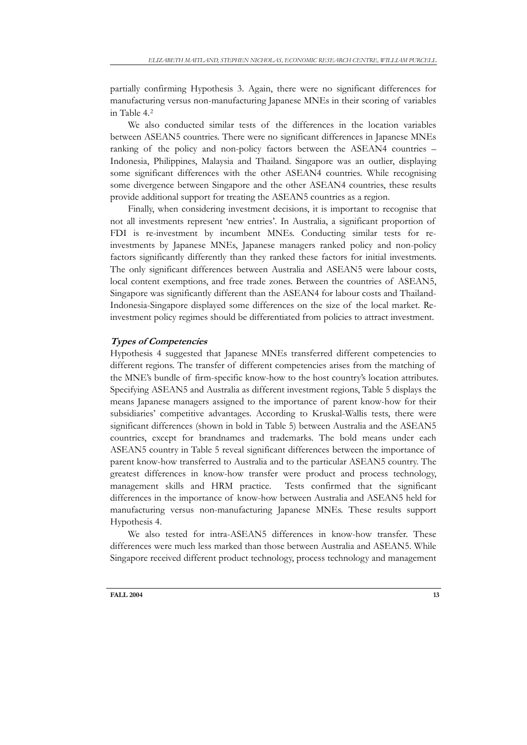partially confirming Hypothesis 3. Again, there were no significant differences for manufacturing versus non-manufacturing Japanese MNEs in their scoring of variables in Table 4.[2]

We also conducted similar tests of the differences in the location variables between ASEAN5 countries. There were no significant differences in Japanese MNEs ranking of the policy and non-policy factors between the ASEAN4 countries – Indonesia, Philippines, Malaysia and Thailand. Singapore was an outlier, displaying some significant differences with the other ASEAN4 countries. While recognising some divergence between Singapore and the other ASEAN4 countries, these results provide additional support for treating the ASEAN5 countries as a region.

Finally, when considering investment decisions, it is important to recognise that not all investments represent 'new entries'. In Australia, a significant proportion of FDI is re-investment by incumbent MNEs. Conducting similar tests for re-investments by Japanese MNEs, Japanese managers ranked policy and non-policy factors significantly differently than they ranked these factors for initial investments. The only significant differences between Australia and ASEAN5 were labour costs, local content exemptions, and free trade zones. Between the countries of ASEAN5, Singapore was significantly different than the ASEAN4 for labour costs and Thailand-Indonesia-Singapore displayed some differences on the size of the local market. Re-investment policy regimes should be differentiated from policies to attract investment.

### *Types of Competencies*

Hypothesis 4 suggested that Japanese MNEs transferred different competencies to different regions. The transfer of different competencies arises from the matching of the MNE's bundle of firm-specific know-how to the host country's location attributes. Specifying ASEAN5 and Australia as different investment regions, Table 5 displays the means Japanese managers assigned to the importance of parent know-how for their subsidiaries' competitive advantages. According to Kruskal-Wallis tests, there were significant differences (shown in bold in Table 5) between Australia and the ASEAN5 countries, except for brandnames and trademarks. The bold means under each ASEAN5 country in Table 5 reveal significant differences between the importance of parent know-how transferred to Australia and to the particular ASEAN5 country. The greatest differences in know-how transfer were product and process technology, management skills and HRM practice. Tests confirmed that the significant differences in the importance of know-how between Australia and ASEAN5 held for manufacturing versus non-manufacturing Japanese MNEs. These results support Hypothesis 4.

We also tested for intra-ASEAN5 differences in know-how transfer. These differences were much less marked than those between Australia and ASEAN5. While Singapore received different product technology, process technology and management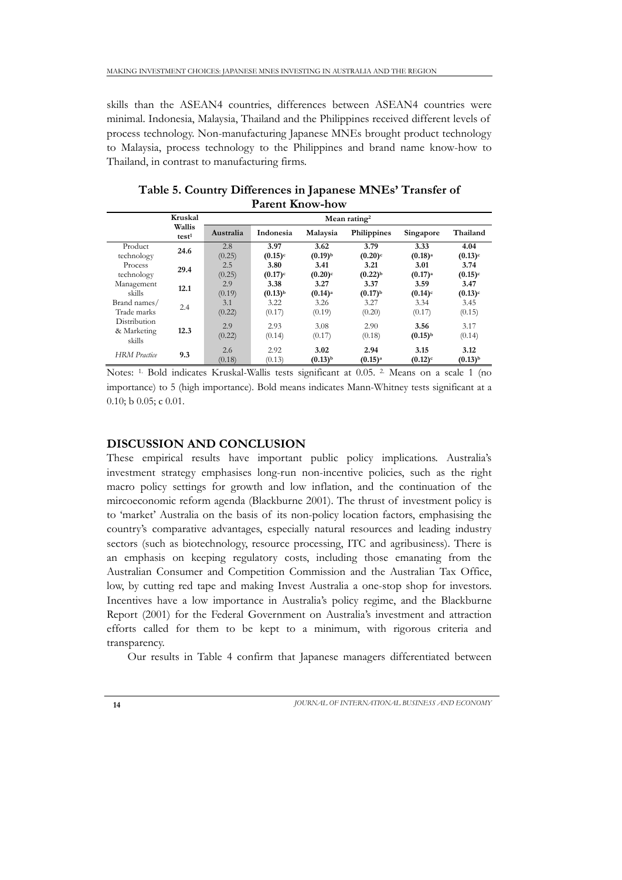skills than the ASEAN4 countries, differences between ASEAN4 countries were minimal. Indonesia, Malaysia, Thailand and the Philippines received different levels of process technology. Non-manufacturing Japanese MNEs brought product technology to Malaysia, process technology to the Philippines and brand name know-how to Thailand, in contrast to manufacturing firms.

**Table 5. Country Differences in Japanese MNEs' Transfer of Parent Know-how**

| | Kruskal Wallis test[1] | Mean rating[2] | | | | | |
|---|---|---|---|---|---|---|---|
| | | Australia | Indonesia | Malaysia | Philippines | Singapore | Thailand |
| Product technology | **24.6** | 2.8 (0.25) | **3.97 (0.15)[c]** | **3.62 (0.19)[b]** | **3.79 (0.20)[c]** | **3.33 (0.18)[a]** | **4.04 (0.13)[c]** |
| Process technology | **29.4** | 2.5 (0.25) | **3.80 (0.17)[c]** | **3.41 (0.20)[c]** | **3.21 (0.22)[b]** | **3.01 (0.17)[a]** | **3.74 (0.15)[c]** |
| Management skills | **12.1** | 2.9 (0.19) | **3.38 (0.13)[b]** | **3.27 (0.14)[a]** | **3.37 (0.17)[b]** | **3.59 (0.14)[c]** | **3.47 (0.13)[c]** |
| Brand names/ Trade marks | 2.4 | 3.1 (0.22) | 3.22 (0.17) | 3.26 (0.19) | 3.27 (0.20) | 3.34 (0.17) | 3.45 (0.15) |
| Distribution & Marketing skills | **12.3** | 2.9 (0.22) | 2.93 (0.14) | 3.08 (0.17) | 2.90 (0.18) | **3.56 (0.15)[b]** | 3.17 (0.14) |
| *HRM Practice* | **9.3** | 2.6 (0.18) | 2.92 (0.13) | **3.02 (0.13)[b]** | **2.94 (0.15)[a]** | **3.15 (0.12)[c]** | **3.12 (0.13)[b]** |

Notes: [1] Bold indicates Kruskal-Wallis tests significant at 0.05. [2] Means on a scale 1 (no importance) to 5 (high importance). Bold means indicates Mann-Whitney tests significant at a 0.10; b 0.05; c 0.01.

## DISCUSSION AND CONCLUSION

These empirical results have important public policy implications. Australia's investment strategy emphasises long-run non-incentive policies, such as the right macro policy settings for growth and low inflation, and the continuation of the mircoeconomic reform agenda (Blackburne 2001). The thrust of investment policy is to 'market' Australia on the basis of its non-policy location factors, emphasising the country's comparative advantages, especially natural resources and leading industry sectors (such as biotechnology, resource processing, ITC and agribusiness). There is an emphasis on keeping regulatory costs, including those emanating from the Australian Consumer and Competition Commission and the Australian Tax Office, low, by cutting red tape and making Invest Australia a one-stop shop for investors. Incentives have a low importance in Australia's policy regime, and the Blackburne Report (2001) for the Federal Government on Australia's investment and attraction efforts called for them to be kept to a minimum, with rigorous criteria and transparency.

Our results in Table 4 confirm that Japanese managers differentiated between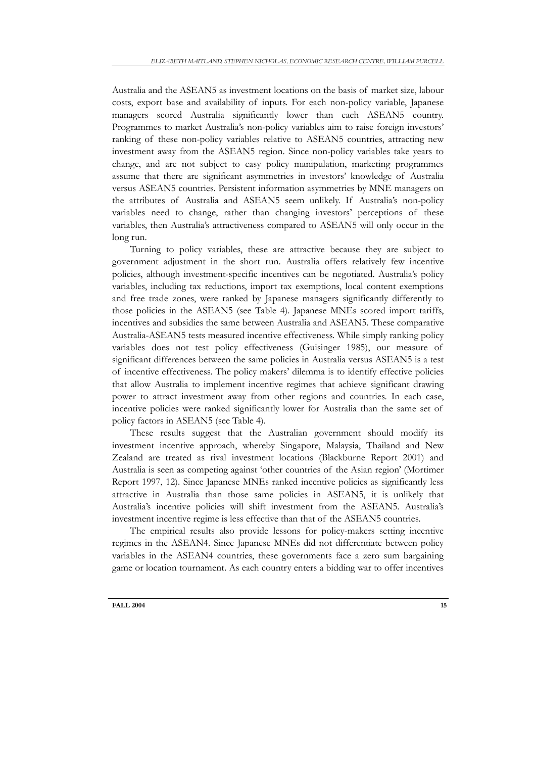Australia and the ASEAN5 as investment locations on the basis of market size, labour costs, export base and availability of inputs. For each non-policy variable, Japanese managers scored Australia significantly lower than each ASEAN5 country. Programmes to market Australia's non-policy variables aim to raise foreign investors' ranking of these non-policy variables relative to ASEAN5 countries, attracting new investment away from the ASEAN5 region. Since non-policy variables take years to change, and are not subject to easy policy manipulation, marketing programmes assume that there are significant asymmetries in investors' knowledge of Australia versus ASEAN5 countries. Persistent information asymmetries by MNE managers on the attributes of Australia and ASEAN5 seem unlikely. If Australia's non-policy variables need to change, rather than changing investors' perceptions of these variables, then Australia's attractiveness compared to ASEAN5 will only occur in the long run.

Turning to policy variables, these are attractive because they are subject to government adjustment in the short run. Australia offers relatively few incentive policies, although investment-specific incentives can be negotiated. Australia's policy variables, including tax reductions, import tax exemptions, local content exemptions and free trade zones, were ranked by Japanese managers significantly differently to those policies in the ASEAN5 (see Table 4). Japanese MNEs scored import tariffs, incentives and subsidies the same between Australia and ASEAN5. These comparative Australia-ASEAN5 tests measured incentive effectiveness. While simply ranking policy variables does not test policy effectiveness (Guisinger 1985), our measure of significant differences between the same policies in Australia versus ASEAN5 is a test of incentive effectiveness. The policy makers' dilemma is to identify effective policies that allow Australia to implement incentive regimes that achieve significant drawing power to attract investment away from other regions and countries. In each case, incentive policies were ranked significantly lower for Australia than the same set of policy factors in ASEAN5 (see Table 4).

These results suggest that the Australian government should modify its investment incentive approach, whereby Singapore, Malaysia, Thailand and New Zealand are treated as rival investment locations (Blackburne Report 2001) and Australia is seen as competing against 'other countries of the Asian region' (Mortimer Report 1997, 12). Since Japanese MNEs ranked incentive policies as significantly less attractive in Australia than those same policies in ASEAN5, it is unlikely that Australia's incentive policies will shift investment from the ASEAN5. Australia's investment incentive regime is less effective than that of the ASEAN5 countries.

The empirical results also provide lessons for policy-makers setting incentive regimes in the ASEAN4. Since Japanese MNEs did not differentiate between policy variables in the ASEAN4 countries, these governments face a zero sum bargaining game or location tournament. As each country enters a bidding war to offer incentives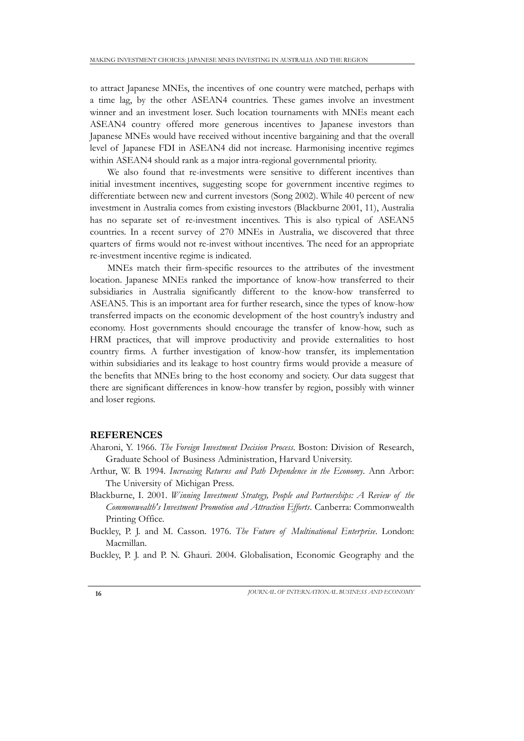to attract Japanese MNEs, the incentives of one country were matched, perhaps with a time lag, by the other ASEAN4 countries. These games involve an investment winner and an investment loser. Such location tournaments with MNEs meant each ASEAN4 country offered more generous incentives to Japanese investors than Japanese MNEs would have received without incentive bargaining and that the overall level of Japanese FDI in ASEAN4 did not increase. Harmonising incentive regimes within ASEAN4 should rank as a major intra-regional governmental priority.

We also found that re-investments were sensitive to different incentives than initial investment incentives, suggesting scope for government incentive regimes to differentiate between new and current investors (Song 2002). While 40 percent of new investment in Australia comes from existing investors (Blackburne 2001, 11), Australia has no separate set of re-investment incentives. This is also typical of ASEAN5 countries. In a recent survey of 270 MNEs in Australia, we discovered that three quarters of firms would not re-invest without incentives. The need for an appropriate re-investment incentive regime is indicated.

MNEs match their firm-specific resources to the attributes of the investment location. Japanese MNEs ranked the importance of know-how transferred to their subsidiaries in Australia significantly different to the know-how transferred to ASEAN5. This is an important area for further research, since the types of know-how transferred impacts on the economic development of the host country's industry and economy. Host governments should encourage the transfer of know-how, such as HRM practices, that will improve productivity and provide externalities to host country firms. A further investigation of know-how transfer, its implementation within subsidiaries and its leakage to host country firms would provide a measure of the benefits that MNEs bring to the host economy and society. Our data suggest that there are significant differences in know-how transfer by region, possibly with winner and loser regions.

## REFERENCES

Aharoni, Y. 1966. *The Foreign Investment Decision Process*. Boston: Division of Research, Graduate School of Business Administration, Harvard University.

Arthur, W. B. 1994. *Increasing Returns and Path Dependence in the Economy*. Ann Arbor: The University of Michigan Press.

Blackburne, I. 2001. *Winning Investment Strategy, People and Partnerships: A Review of the Commonwealth's Investment Promotion and Attraction Efforts*. Canberra: Commonwealth Printing Office.

Buckley, P. J. and M. Casson. 1976. *The Future of Multinational Enterprise*. London: Macmillan.

Buckley, P. J. and P. N. Ghauri. 2004. Globalisation, Economic Geography and the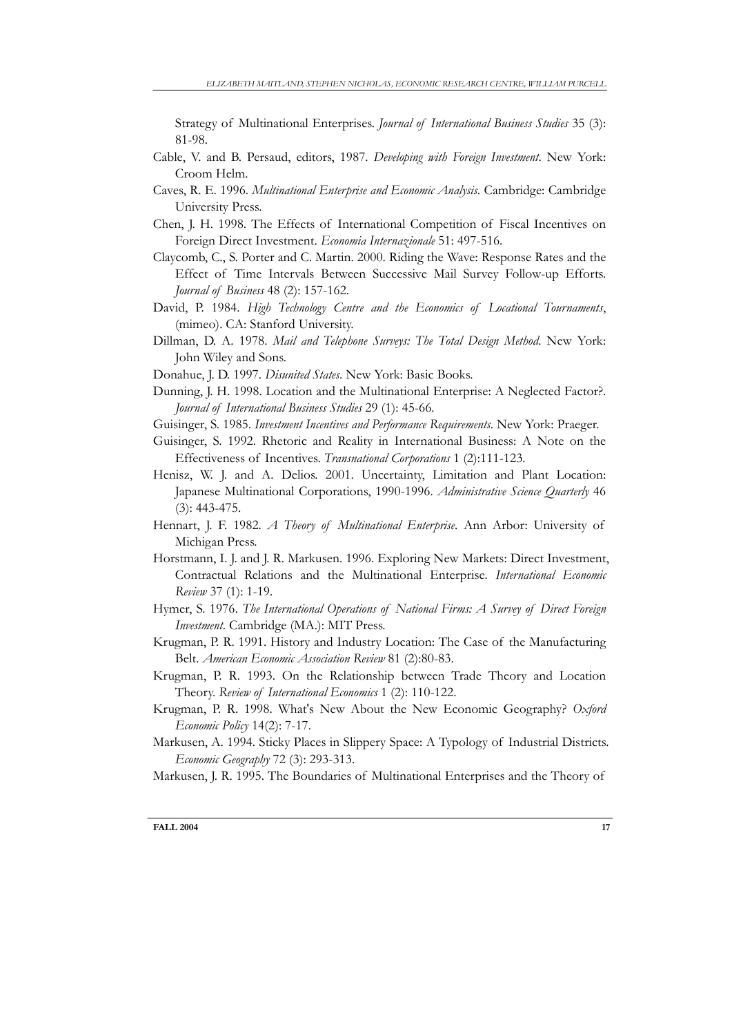Strategy of Multinational Enterprises. *Journal of International Business Studies* 35 (3): 81-98.

Cable, V. and B. Persaud, editors, 1987. *Developing with Foreign Investment*. New York: Croom Helm.

Caves, R. E. 1996. *Multinational Enterprise and Economic Analysis*. Cambridge: Cambridge University Press.

Chen, J. H. 1998. The Effects of International Competition of Fiscal Incentives on Foreign Direct Investment. *Economia Internazionale* 51: 497-516.

Claycomb, C., S. Porter and C. Martin. 2000. Riding the Wave: Response Rates and the Effect of Time Intervals Between Successive Mail Survey Follow-up Efforts. *Journal of Business* 48 (2): 157-162.

David, P. 1984. *High Technology Centre and the Economics of Locational Tournaments*, (mimeo). CA: Stanford University.

Dillman, D. A. 1978. *Mail and Telephone Surveys: The Total Design Method*. New York: John Wiley and Sons.

Donahue, J. D. 1997. *Disunited States*. New York: Basic Books.

Dunning, J. H. 1998. Location and the Multinational Enterprise: A Neglected Factor?. *Journal of International Business Studies* 29 (1): 45-66.

Guisinger, S. 1985. *Investment Incentives and Performance Requirements*. New York: Praeger.

Guisinger, S. 1992. Rhetoric and Reality in International Business: A Note on the Effectiveness of Incentives. *Transnational Corporations* 1 (2):111-123.

Henisz, W. J. and A. Delios. 2001. Uncertainty, Limitation and Plant Location: Japanese Multinational Corporations, 1990-1996. *Administrative Science Quarterly* 46 (3): 443-475.

Hennart, J. F. 1982. *A Theory of Multinational Enterprise*. Ann Arbor: University of Michigan Press.

Horstmann, I. J. and J. R. Markusen. 1996. Exploring New Markets: Direct Investment, Contractual Relations and the Multinational Enterprise. *International Economic Review* 37 (1): 1-19.

Hymer, S. 1976. *The International Operations of National Firms: A Survey of Direct Foreign Investment*. Cambridge (MA.): MIT Press.

Krugman, P. R. 1991. History and Industry Location: The Case of the Manufacturing Belt. *American Economic Association Review* 81 (2):80-83.

Krugman, P. R. 1993. On the Relationship between Trade Theory and Location Theory. *Review of International Economics* 1 (2): 110-122.

Krugman, P. R. 1998. What's New About the New Economic Geography? *Oxford Economic Policy* 14(2): 7-17.

Markusen, A. 1994. Sticky Places in Slippery Space: A Typology of Industrial Districts. *Economic Geography* 72 (3): 293-313.

Markusen, J. R. 1995. The Boundaries of Multinational Enterprises and the Theory of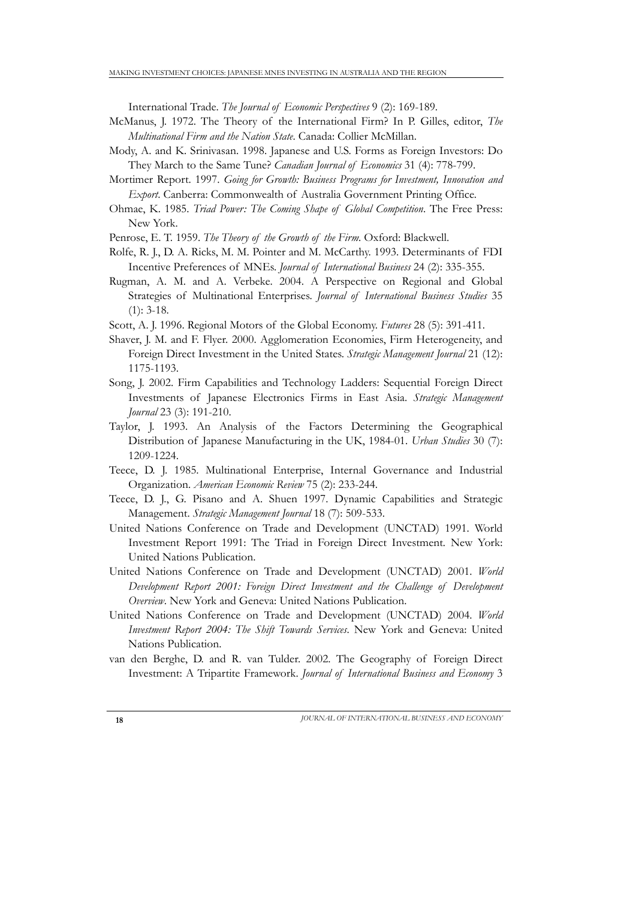International Trade. *The Journal of Economic Perspectives* 9 (2): 169-189.

McManus, J. 1972. The Theory of the International Firm? In P. Gilles, editor, *The Multinational Firm and the Nation State*. Canada: Collier McMillan.

Mody, A. and K. Srinivasan. 1998. Japanese and U.S. Forms as Foreign Investors: Do They March to the Same Tune? *Canadian Journal of Economics* 31 (4): 778-799.

Mortimer Report. 1997. *Going for Growth: Business Programs for Investment, Innovation and Export*. Canberra: Commonwealth of Australia Government Printing Office.

Ohmae, K. 1985. *Triad Power: The Coming Shape of Global Competition*. The Free Press: New York.

Penrose, E. T. 1959. *The Theory of the Growth of the Firm*. Oxford: Blackwell.

Rolfe, R. J., D. A. Ricks, M. M. Pointer and M. McCarthy. 1993. Determinants of FDI Incentive Preferences of MNEs. *Journal of International Business* 24 (2): 335-355.

Rugman, A. M. and A. Verbeke. 2004. A Perspective on Regional and Global Strategies of Multinational Enterprises. *Journal of International Business Studies* 35 (1): 3-18.

Scott, A. J. 1996. Regional Motors of the Global Economy. *Futures* 28 (5): 391-411.

Shaver, J. M. and F. Flyer. 2000. Agglomeration Economies, Firm Heterogeneity, and Foreign Direct Investment in the United States. *Strategic Management Journal* 21 (12): 1175-1193.

Song, J. 2002. Firm Capabilities and Technology Ladders: Sequential Foreign Direct Investments of Japanese Electronics Firms in East Asia. *Strategic Management Journal* 23 (3): 191-210.

Taylor, J. 1993. An Analysis of the Factors Determining the Geographical Distribution of Japanese Manufacturing in the UK, 1984-01. *Urban Studies* 30 (7): 1209-1224.

Teece, D. J. 1985. Multinational Enterprise, Internal Governance and Industrial Organization. *American Economic Review* 75 (2): 233-244.

Teece, D. J., G. Pisano and A. Shuen 1997. Dynamic Capabilities and Strategic Management. *Strategic Management Journal* 18 (7): 509-533.

United Nations Conference on Trade and Development (UNCTAD) 1991. World Investment Report 1991: The Triad in Foreign Direct Investment. New York: United Nations Publication.

United Nations Conference on Trade and Development (UNCTAD) 2001. *World Development Report 2001: Foreign Direct Investment and the Challenge of Development Overview*. New York and Geneva: United Nations Publication.

United Nations Conference on Trade and Development (UNCTAD) 2004. *World Investment Report 2004: The Shift Towards Services*. New York and Geneva: United Nations Publication.

van den Berghe, D. and R. van Tulder. 2002. The Geography of Foreign Direct Investment: A Tripartite Framework. *Journal of International Business and Economy* 3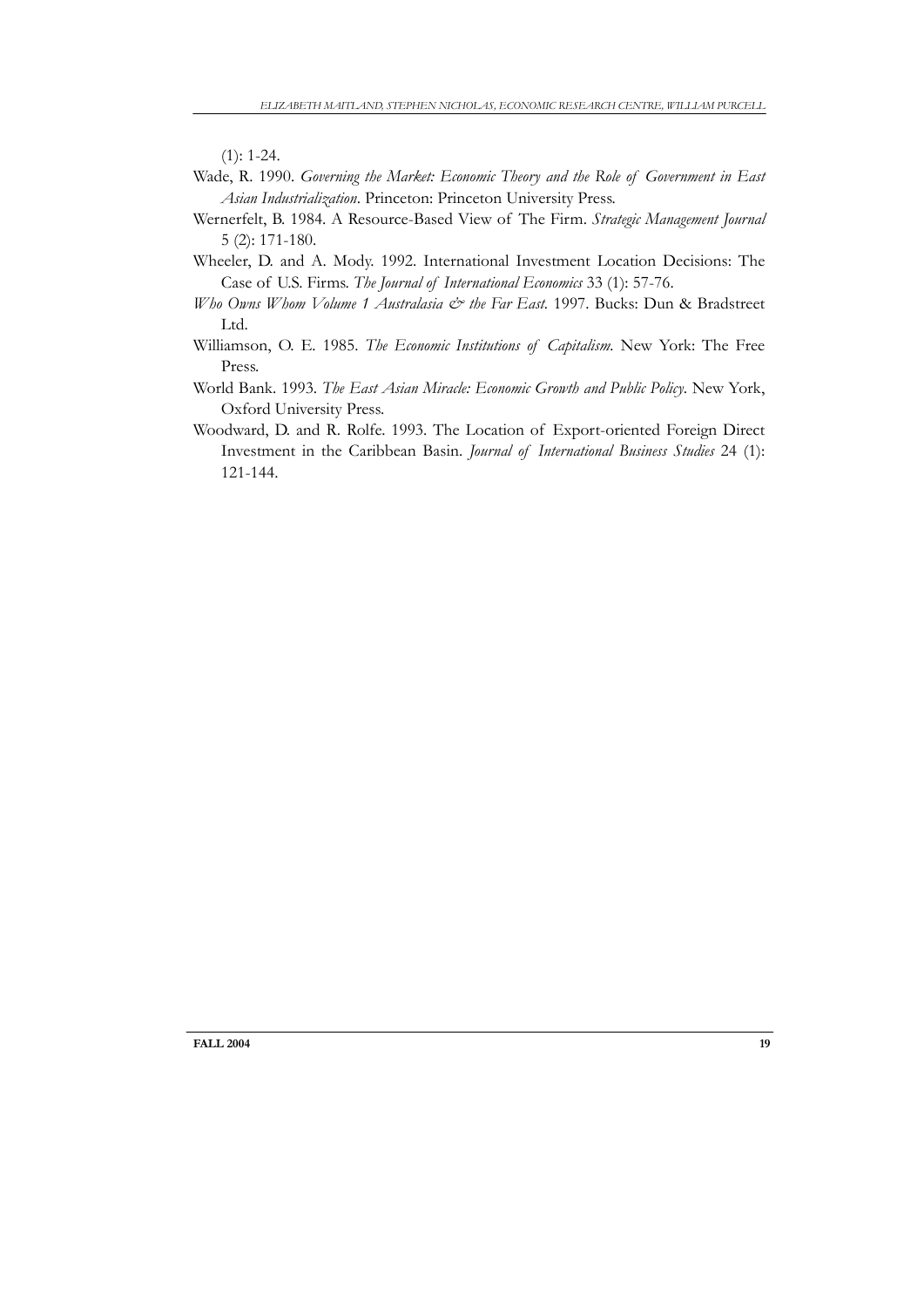(1): 1-24.

Wade, R. 1990. *Governing the Market: Economic Theory and the Role of Government in East Asian Industrialization*. Princeton: Princeton University Press.

Wernerfelt, B. 1984. A Resource-Based View of The Firm. *Strategic Management Journal* 5 (2): 171-180.

Wheeler, D. and A. Mody. 1992. International Investment Location Decisions: The Case of U.S. Firms. *The Journal of International Economics* 33 (1): 57-76.

*Who Owns Whom Volume 1 Australasia & the Far East*. 1997. Bucks: Dun & Bradstreet Ltd.

Williamson, O. E. 1985. *The Economic Institutions of Capitalism*. New York: The Free Press.

World Bank. 1993. *The East Asian Miracle: Economic Growth and Public Policy*. New York, Oxford University Press.

Woodward, D. and R. Rolfe. 1993. The Location of Export-oriented Foreign Direct Investment in the Caribbean Basin. *Journal of International Business Studies* 24 (1): 121-144.